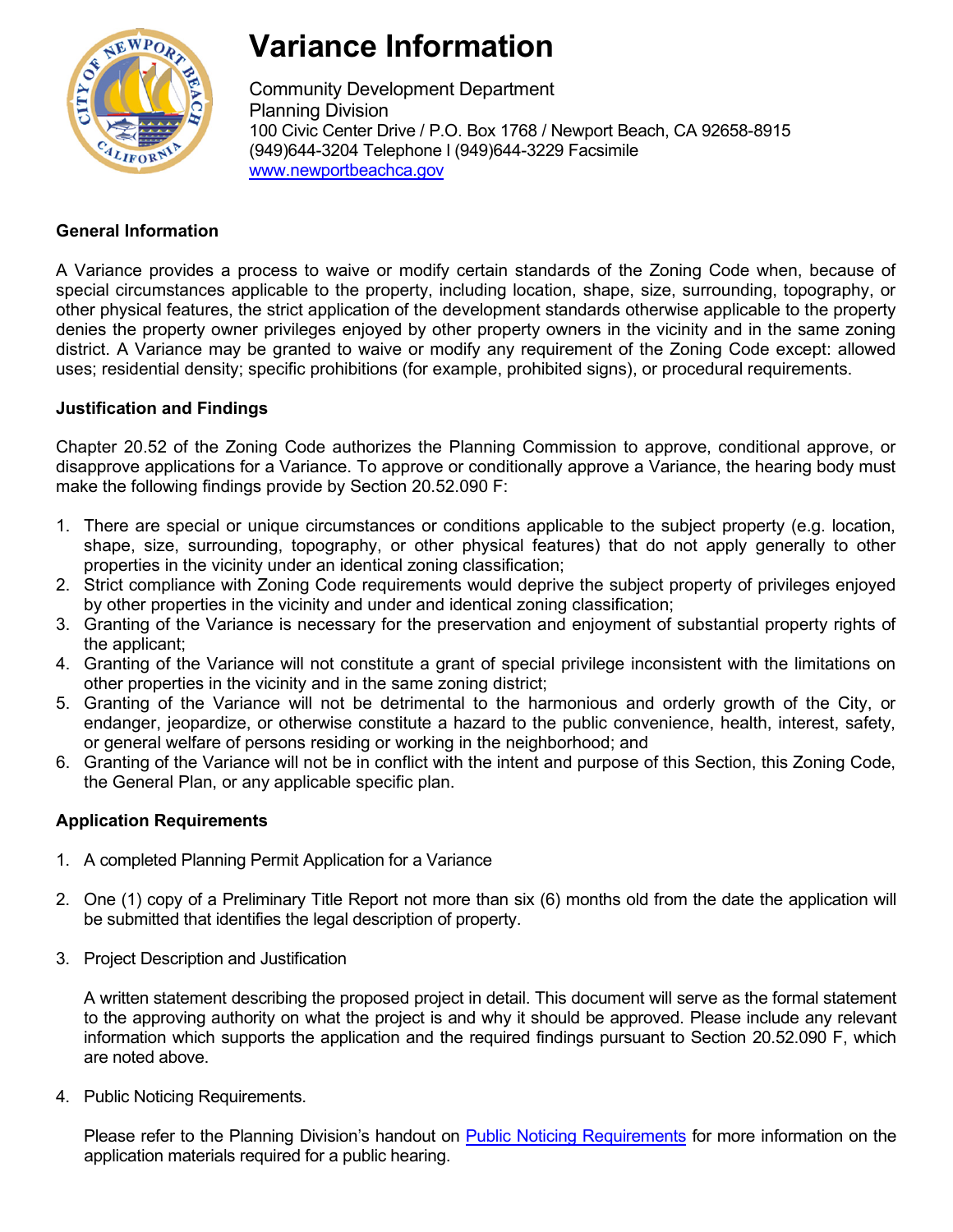# Variance Information

Community Development Department
Planning Division
100 Civic Center Drive / P.O. Box 1768 / Newport Beach, CA 92658-8915
(949)644-3204 Telephone l (949)644-3229 Facsimile
[www.newportbeachca.gov](www.newportbeachca.gov)

### General Information

A Variance provides a process to waive or modify certain standards of the Zoning Code when, because of special circumstances applicable to the property, including location, shape, size, surrounding, topography, or other physical features, the strict application of the development standards otherwise applicable to the property denies the property owner privileges enjoyed by other property owners in the vicinity and in the same zoning district. A Variance may be granted to waive or modify any requirement of the Zoning Code except: allowed uses; residential density; specific prohibitions (for example, prohibited signs), or procedural requirements.

### Justification and Findings

Chapter 20.52 of the Zoning Code authorizes the Planning Commission to approve, conditional approve, or disapprove applications for a Variance. To approve or conditionally approve a Variance, the hearing body must make the following findings provide by Section 20.52.090 F:

1. There are special or unique circumstances or conditions applicable to the subject property (e.g. location, shape, size, surrounding, topography, or other physical features) that do not apply generally to other properties in the vicinity under an identical zoning classification;
2. Strict compliance with Zoning Code requirements would deprive the subject property of privileges enjoyed by other properties in the vicinity and under and identical zoning classification;
3. Granting of the Variance is necessary for the preservation and enjoyment of substantial property rights of the applicant;
4. Granting of the Variance will not constitute a grant of special privilege inconsistent with the limitations on other properties in the vicinity and in the same zoning district;
5. Granting of the Variance will not be detrimental to the harmonious and orderly growth of the City, or endanger, jeopardize, or otherwise constitute a hazard to the public convenience, health, interest, safety, or general welfare of persons residing or working in the neighborhood; and
6. Granting of the Variance will not be in conflict with the intent and purpose of this Section, this Zoning Code, the General Plan, or any applicable specific plan.

### Application Requirements

1. A completed Planning Permit Application for a Variance

2. One (1) copy of a Preliminary Title Report not more than six (6) months old from the date the application will be submitted that identifies the legal description of property.

3. Project Description and Justification

   A written statement describing the proposed project in detail. This document will serve as the formal statement to the approving authority on what the project is and why it should be approved. Please include any relevant information which supports the application and the required findings pursuant to Section 20.52.090 F, which are noted above.

4. Public Noticing Requirements.

   Please refer to the Planning Division's handout on Public Noticing Requirements for more information on the application materials required for a public hearing.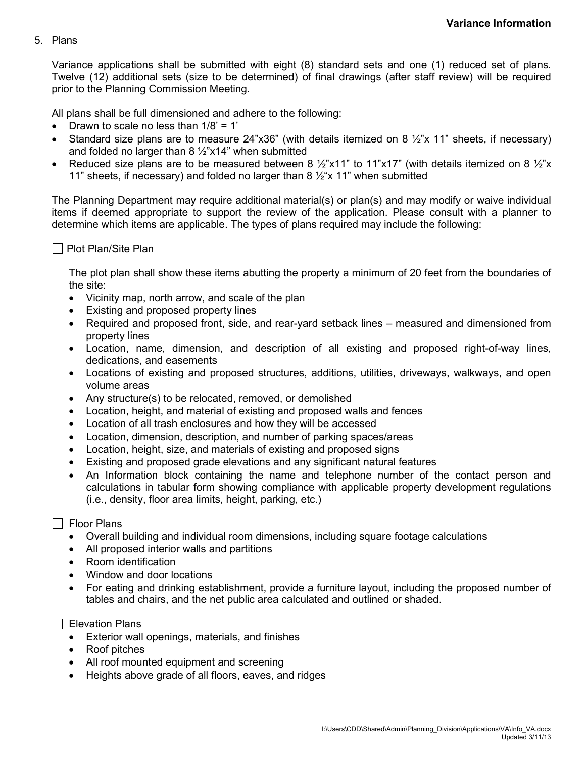5. Plans

Variance applications shall be submitted with eight (8) standard sets and one (1) reduced set of plans. Twelve (12) additional sets (size to be determined) of final drawings (after staff review) will be required prior to the Planning Commission Meeting.

All plans shall be full dimensioned and adhere to the following:

- Drawn to scale no less than 1/8' = 1'
- Standard size plans are to measure 24"x36" (with details itemized on 8 ½"x 11" sheets, if necessary) and folded no larger than 8 ½"x14" when submitted
- Reduced size plans are to be measured between 8 ½"x11" to 11"x17" (with details itemized on 8 ½"x 11" sheets, if necessary) and folded no larger than 8 ½"x 11" when submitted

The Planning Department may require additional material(s) or plan(s) and may modify or waive individual items if deemed appropriate to support the review of the application. Please consult with a planner to determine which items are applicable. The types of plans required may include the following:

☐ Plot Plan/Site Plan

The plot plan shall show these items abutting the property a minimum of 20 feet from the boundaries of the site:

- Vicinity map, north arrow, and scale of the plan
- Existing and proposed property lines
- Required and proposed front, side, and rear-yard setback lines – measured and dimensioned from property lines
- Location, name, dimension, and description of all existing and proposed right-of-way lines, dedications, and easements
- Locations of existing and proposed structures, additions, utilities, driveways, walkways, and open volume areas
- Any structure(s) to be relocated, removed, or demolished
- Location, height, and material of existing and proposed walls and fences
- Location of all trash enclosures and how they will be accessed
- Location, dimension, description, and number of parking spaces/areas
- Location, height, size, and materials of existing and proposed signs
- Existing and proposed grade elevations and any significant natural features
- An Information block containing the name and telephone number of the contact person and calculations in tabular form showing compliance with applicable property development regulations (i.e., density, floor area limits, height, parking, etc.)

☐ Floor Plans

- Overall building and individual room dimensions, including square footage calculations
- All proposed interior walls and partitions
- Room identification
- Window and door locations
- For eating and drinking establishment, provide a furniture layout, including the proposed number of tables and chairs, and the net public area calculated and outlined or shaded.

☐ Elevation Plans

- Exterior wall openings, materials, and finishes
- Roof pitches
- All roof mounted equipment and screening
- Heights above grade of all floors, eaves, and ridges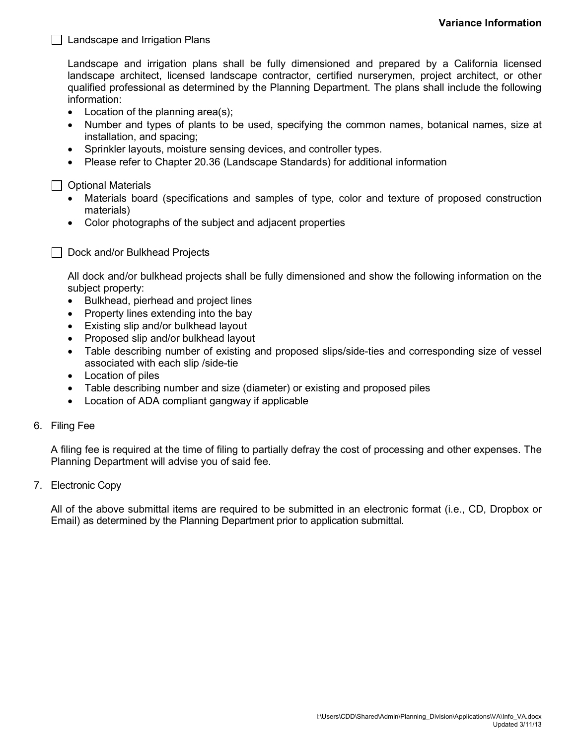☐ Landscape and Irrigation Plans

Landscape and irrigation plans shall be fully dimensioned and prepared by a California licensed landscape architect, licensed landscape contractor, certified nurserymen, project architect, or other qualified professional as determined by the Planning Department. The plans shall include the following information:

- Location of the planning area(s);
- Number and types of plants to be used, specifying the common names, botanical names, size at installation, and spacing;
- Sprinkler layouts, moisture sensing devices, and controller types.
- Please refer to Chapter 20.36 (Landscape Standards) for additional information

☐ Optional Materials

- Materials board (specifications and samples of type, color and texture of proposed construction materials)
- Color photographs of the subject and adjacent properties

☐ Dock and/or Bulkhead Projects

All dock and/or bulkhead projects shall be fully dimensioned and show the following information on the subject property:

- Bulkhead, pierhead and project lines
- Property lines extending into the bay
- Existing slip and/or bulkhead layout
- Proposed slip and/or bulkhead layout
- Table describing number of existing and proposed slips/side-ties and corresponding size of vessel associated with each slip /side-tie
- Location of piles
- Table describing number and size (diameter) or existing and proposed piles
- Location of ADA compliant gangway if applicable

6. Filing Fee

   A filing fee is required at the time of filing to partially defray the cost of processing and other expenses. The Planning Department will advise you of said fee.

7. Electronic Copy

   All of the above submittal items are required to be submitted in an electronic format (i.e., CD, Dropbox or Email) as determined by the Planning Department prior to application submittal.

I:\Users\CDD\Shared\Admin\Planning_Division\Applications\VA\Info_VA.docx
Updated 3/11/13